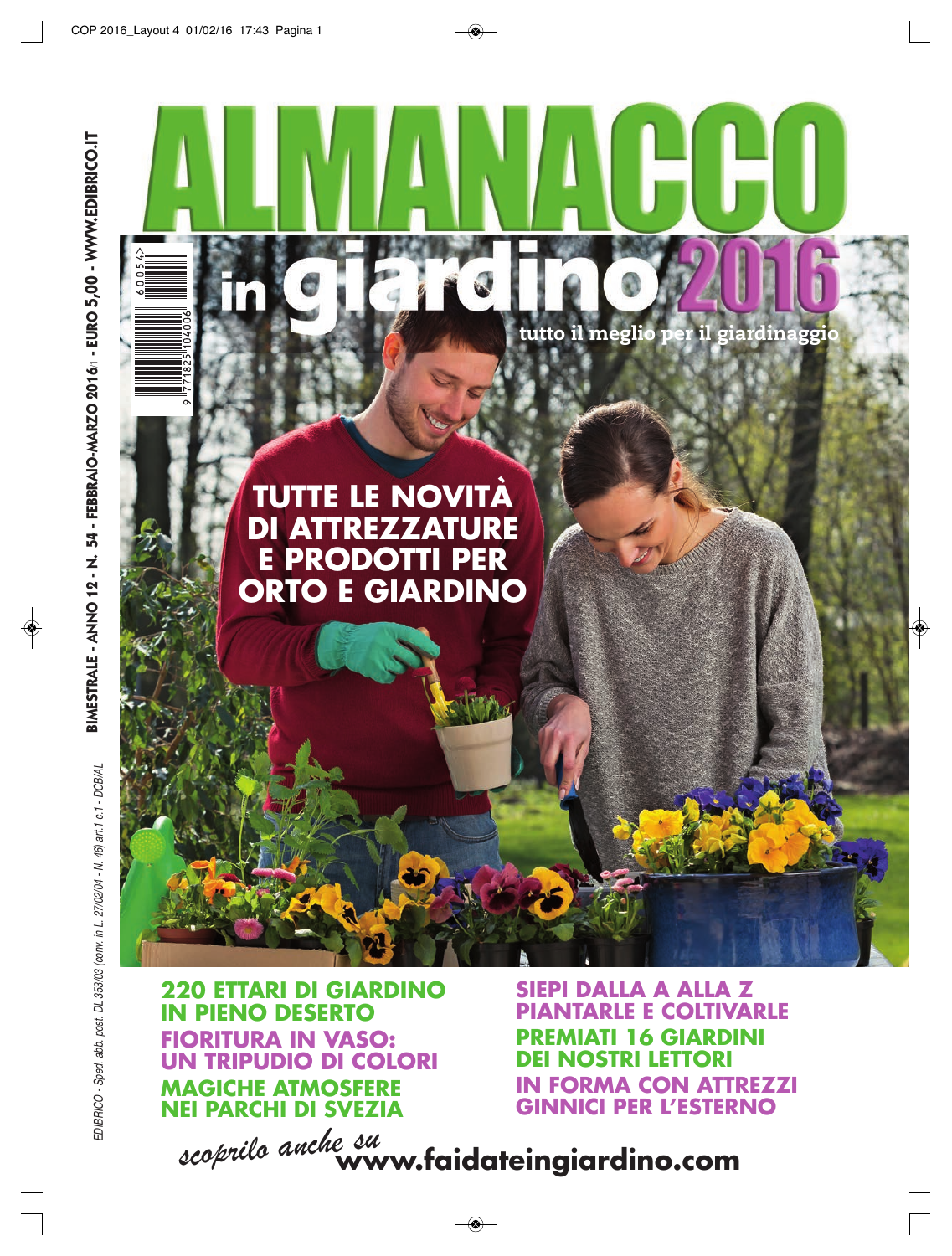# ALMANACCO in giardino 2016

tutto il meglio per il giardinaggio

BIMESTRALE - ANNO 12 - N. 54 - FEBBRAIO-MARZO 2016 - EURO 5,00 - WWW.EDIBRICO.IT

*EDIBRICO - Sped. abb. post. DL 353/03 (conv. in L. 27/02/04 - N. 46) art.1 c.1 - DCB/AL*

## TUTTE LE NOVITÀ DI ATTREZZATURE E PRODOTTI PER ORTO E GIARDINO

**220 ETTARI DI GIARDINO IN PIENO DESERTO**

**FIORITURA IN VASO: UN TRIPUDIO DI COLORI**

**MAGICHE ATMOSFERE NEI PARCHI DI SVEZIA**

**SIEPI DALLA A ALLA Z PIANTARLE E COLTIVARLE**

**PREMIATI 16 GIARDINI DEI NOSTRI LETTORI**

**IN FORMA CON ATTREZZI GINNICI PER L'ESTERNO**

*scoprilo anche su* **www.faidateingiardino.com**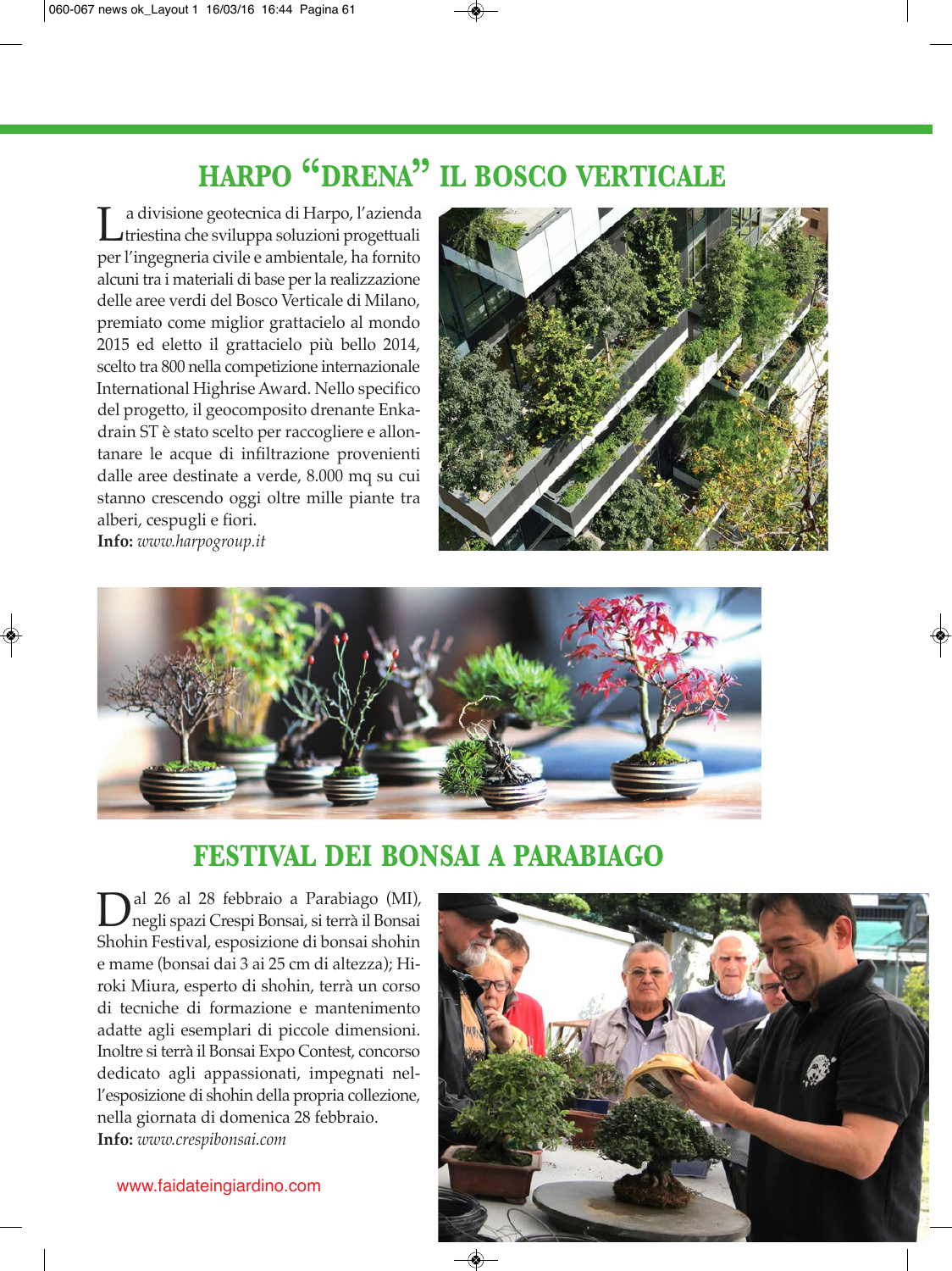## HARPO "DRENA" IL BOSCO VERTICALE

La divisione geotecnica di Harpo, l'azienda triestina che sviluppa soluzioni progettuali per l'ingegneria civile e ambientale, ha fornito alcuni tra i materiali di base per la realizzazione delle aree verdi del Bosco Verticale di Milano, premiato come miglior grattacielo al mondo 2015 ed eletto il grattacielo più bello 2014, scelto tra 800 nella competizione internazionale International Highrise Award. Nello specifico del progetto, il geocomposito drenante Enkadrain ST è stato scelto per raccogliere e allontanare le acque di infiltrazione provenienti dalle aree destinate a verde, 8.000 mq su cui stanno crescendo oggi oltre mille piante tra alberi, cespugli e fiori.

**Info:** *www.harpogroup.it*

## FESTIVAL DEI BONSAI A PARABIAGO

Dal 26 al 28 febbraio a Parabiago (MI), negli spazi Crespi Bonsai, si terrà il Bonsai Shohin Festival, esposizione di bonsai shohin e mame (bonsai dai 3 ai 25 cm di altezza); Hiroki Miura, esperto di shohin, terrà un corso di tecniche di formazione e mantenimento adatte agli esemplari di piccole dimensioni. Inoltre si terrà il Bonsai Expo Contest, concorso dedicato agli appassionati, impegnati nell'esposizione di shohin della propria collezione, nella giornata di domenica 28 febbraio.

**Info:** *www.crespibonsai.com*